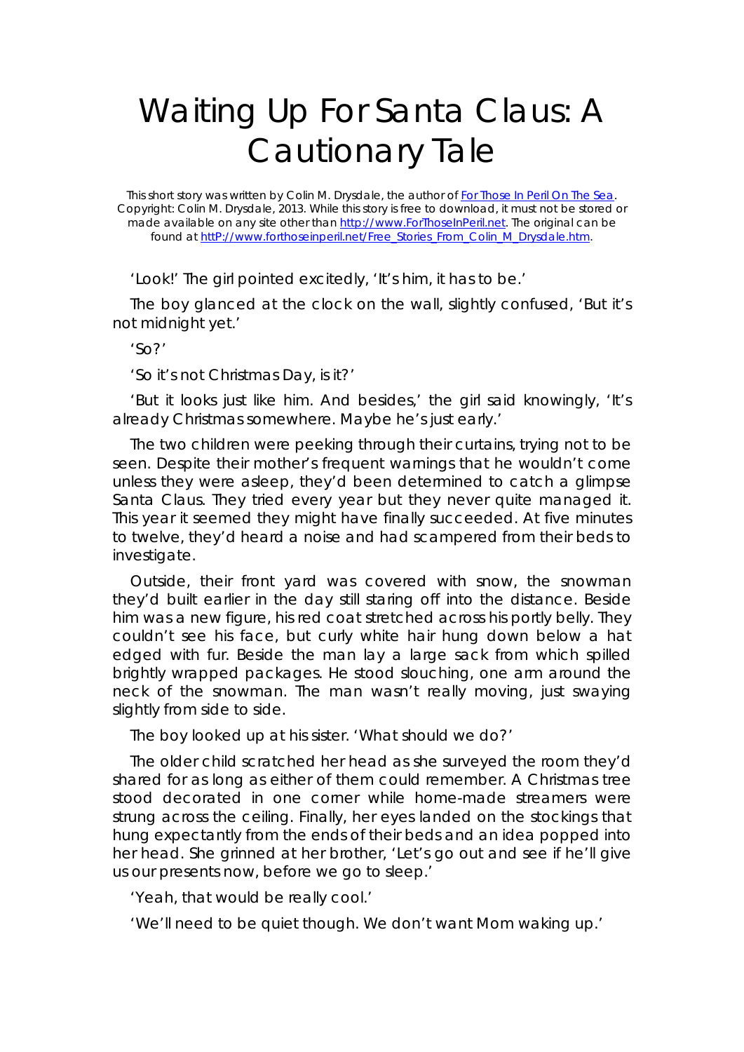# Waiting Up For Santa Claus: A Cautionary Tale

This short story was written by Colin M. Drysdale, the author of [For Those In Peril On The Sea](http://www.ForThoseInPeril.net). Copyright: Colin M. Drysdale, 2013. While this story is free to download, it must not be stored or made available on any site other than http://www.ForThoseInPeril.net. The original can be found at httP://www.forthoseinperil.net/Free_Stories_From_Colin_M_Drysdale.htm.

'Look!' The girl pointed excitedly, 'It's him, it has to be.'

The boy glanced at the clock on the wall, slightly confused, 'But it's not midnight yet.'

'So?'

'So it's not Christmas Day, is it?'

'But it looks just like him. And besides,' the girl said knowingly, 'It's already Christmas somewhere. Maybe he's just early.'

The two children were peeking through their curtains, trying not to be seen. Despite their mother's frequent warnings that he wouldn't come unless they were asleep, they'd been determined to catch a glimpse Santa Claus. They tried every year but they never quite managed it. This year it seemed they might have finally succeeded. At five minutes to twelve, they'd heard a noise and had scampered from their beds to investigate.

Outside, their front yard was covered with snow, the snowman they'd built earlier in the day still staring off into the distance. Beside him was a new figure, his red coat stretched across his portly belly. They couldn't see his face, but curly white hair hung down below a hat edged with fur. Beside the man lay a large sack from which spilled brightly wrapped packages. He stood slouching, one arm around the neck of the snowman. The man wasn't really moving, just swaying slightly from side to side.

The boy looked up at his sister. 'What should we do?'

The older child scratched her head as she surveyed the room they'd shared for as long as either of them could remember. A Christmas tree stood decorated in one corner while home-made streamers were strung across the ceiling. Finally, her eyes landed on the stockings that hung expectantly from the ends of their beds and an idea popped into her head. She grinned at her brother, 'Let's go out and see if he'll give us our presents now, before we go to sleep.'

'Yeah, that would be really cool.'

'We'll need to be quiet though. We don't want Mom waking up.'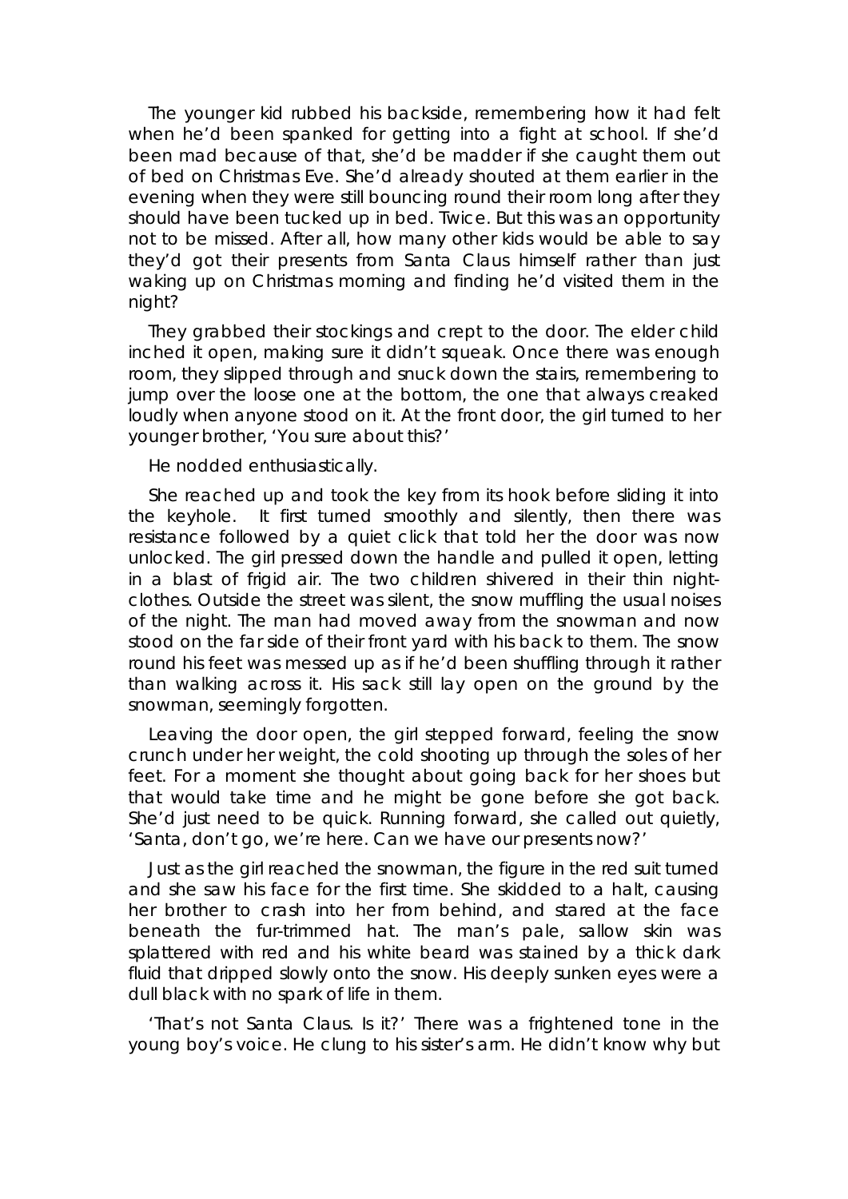The younger kid rubbed his backside, remembering how it had felt when he'd been spanked for getting into a fight at school. If she'd been mad because of that, she'd be madder if she caught them out of bed on Christmas Eve. She'd already shouted at them earlier in the evening when they were still bouncing round their room long after they should have been tucked up in bed. Twice. But this was an opportunity not to be missed. After all, how many other kids would be able to say they'd got their presents from Santa Claus himself rather than just waking up on Christmas morning and finding he'd visited them in the night?

They grabbed their stockings and crept to the door. The elder child inched it open, making sure it didn't squeak. Once there was enough room, they slipped through and snuck down the stairs, remembering to jump over the loose one at the bottom, the one that always creaked loudly when anyone stood on it. At the front door, the girl turned to her younger brother, 'You sure about this?'

He nodded enthusiastically.

She reached up and took the key from its hook before sliding it into the keyhole. It first turned smoothly and silently, then there was resistance followed by a quiet click that told her the door was now unlocked. The girl pressed down the handle and pulled it open, letting in a blast of frigid air. The two children shivered in their thin night-clothes. Outside the street was silent, the snow muffling the usual noises of the night. The man had moved away from the snowman and now stood on the far side of their front yard with his back to them. The snow round his feet was messed up as if he'd been shuffling through it rather than walking across it. His sack still lay open on the ground by the snowman, seemingly forgotten.

Leaving the door open, the girl stepped forward, feeling the snow crunch under her weight, the cold shooting up through the soles of her feet. For a moment she thought about going back for her shoes but that would take time and he might be gone before she got back. She'd just need to be quick. Running forward, she called out quietly, 'Santa, don't go, we're here. Can we have our presents now?'

Just as the girl reached the snowman, the figure in the red suit turned and she saw his face for the first time. She skidded to a halt, causing her brother to crash into her from behind, and stared at the face beneath the fur-trimmed hat. The man's pale, sallow skin was splattered with red and his white beard was stained by a thick dark fluid that dripped slowly onto the snow. His deeply sunken eyes were a dull black with no spark of life in them.

'That's not Santa Claus. Is it?' There was a frightened tone in the young boy's voice. He clung to his sister's arm. He didn't know why but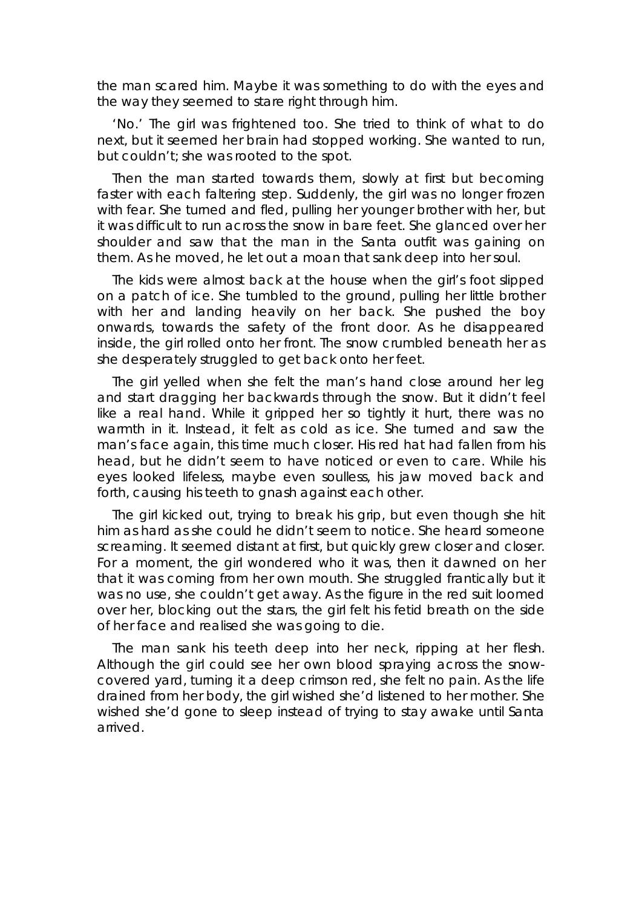the man scared him. Maybe it was something to do with the eyes and the way they seemed to stare right through him.

'No.' The girl was frightened too. She tried to think of what to do next, but it seemed her brain had stopped working. She wanted to run, but couldn't; she was rooted to the spot.

Then the man started towards them, slowly at first but becoming faster with each faltering step. Suddenly, the girl was no longer frozen with fear. She turned and fled, pulling her younger brother with her, but it was difficult to run across the snow in bare feet. She glanced over her shoulder and saw that the man in the Santa outfit was gaining on them. As he moved, he let out a moan that sank deep into her soul.

The kids were almost back at the house when the girl's foot slipped on a patch of ice. She tumbled to the ground, pulling her little brother with her and landing heavily on her back. She pushed the boy onwards, towards the safety of the front door. As he disappeared inside, the girl rolled onto her front. The snow crumbled beneath her as she desperately struggled to get back onto her feet.

The girl yelled when she felt the man's hand close around her leg and start dragging her backwards through the snow. But it didn't feel like a real hand. While it gripped her so tightly it hurt, there was no warmth in it. Instead, it felt as cold as ice. She turned and saw the man's face again, this time much closer. His red hat had fallen from his head, but he didn't seem to have noticed or even to care. While his eyes looked lifeless, maybe even soulless, his jaw moved back and forth, causing his teeth to gnash against each other.

The girl kicked out, trying to break his grip, but even though she hit him as hard as she could he didn't seem to notice. She heard someone screaming. It seemed distant at first, but quickly grew closer and closer. For a moment, the girl wondered who it was, then it dawned on her that it was coming from her own mouth. She struggled frantically but it was no use, she couldn't get away. As the figure in the red suit loomed over her, blocking out the stars, the girl felt his fetid breath on the side of her face and realised she was going to die.

The man sank his teeth deep into her neck, ripping at her flesh. Although the girl could see her own blood spraying across the snow-covered yard, turning it a deep crimson red, she felt no pain. As the life drained from her body, the girl wished she'd listened to her mother. She wished she'd gone to sleep instead of trying to stay awake until Santa arrived.